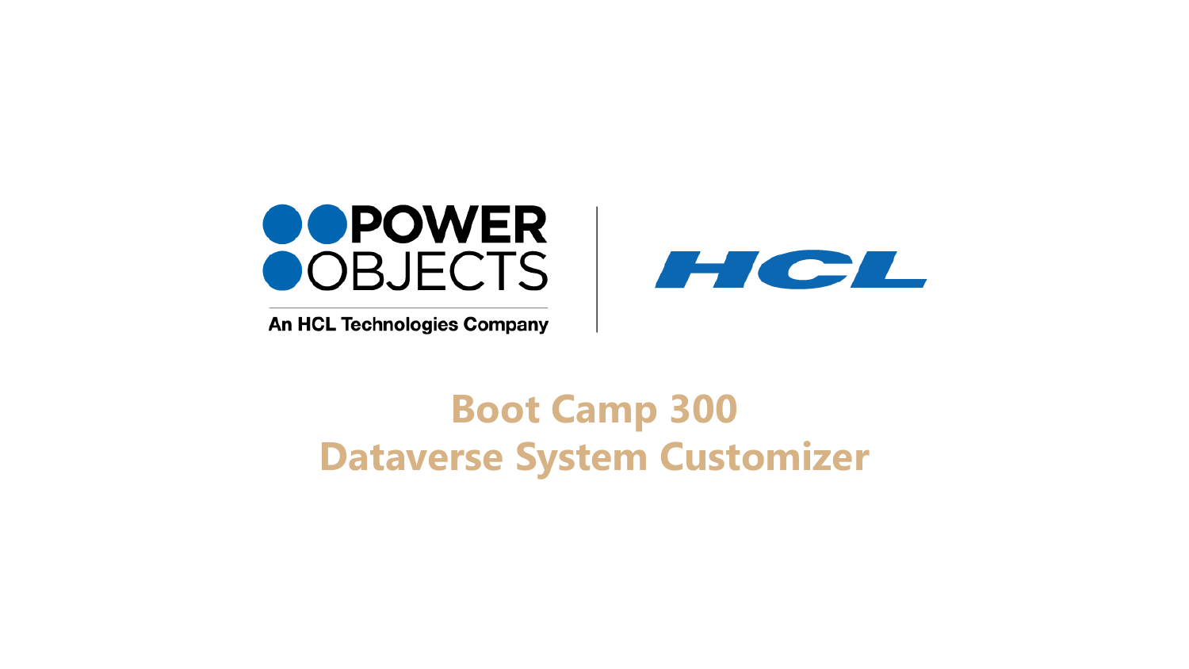POWER OBJECTS

An HCL Technologies Company

HCL

# Boot Camp 300
# Dataverse System Customizer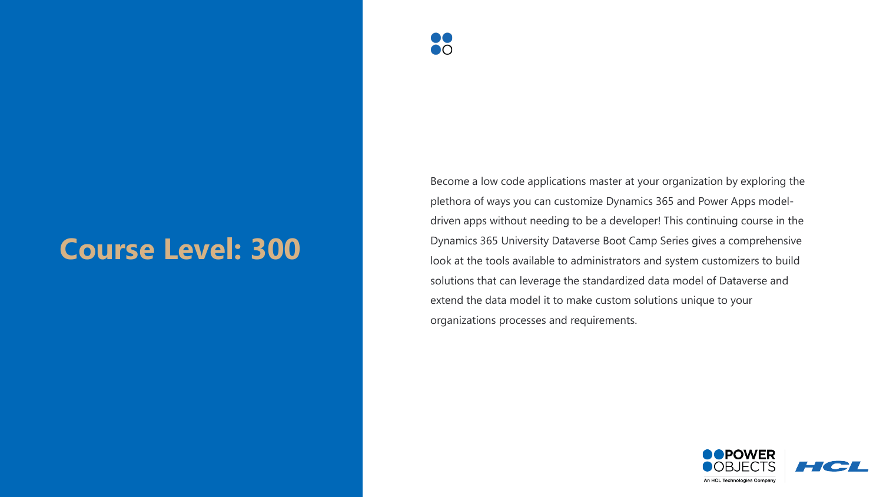# Course Level: 300

Become a low code applications master at your organization by exploring the plethora of ways you can customize Dynamics 365 and Power Apps model-driven apps without needing to be a developer! This continuing course in the Dynamics 365 University Dataverse Boot Camp Series gives a comprehensive look at the tools available to administrators and system customizers to build solutions that can leverage the standardized data model of Dataverse and extend the data model it to make custom solutions unique to your organizations processes and requirements.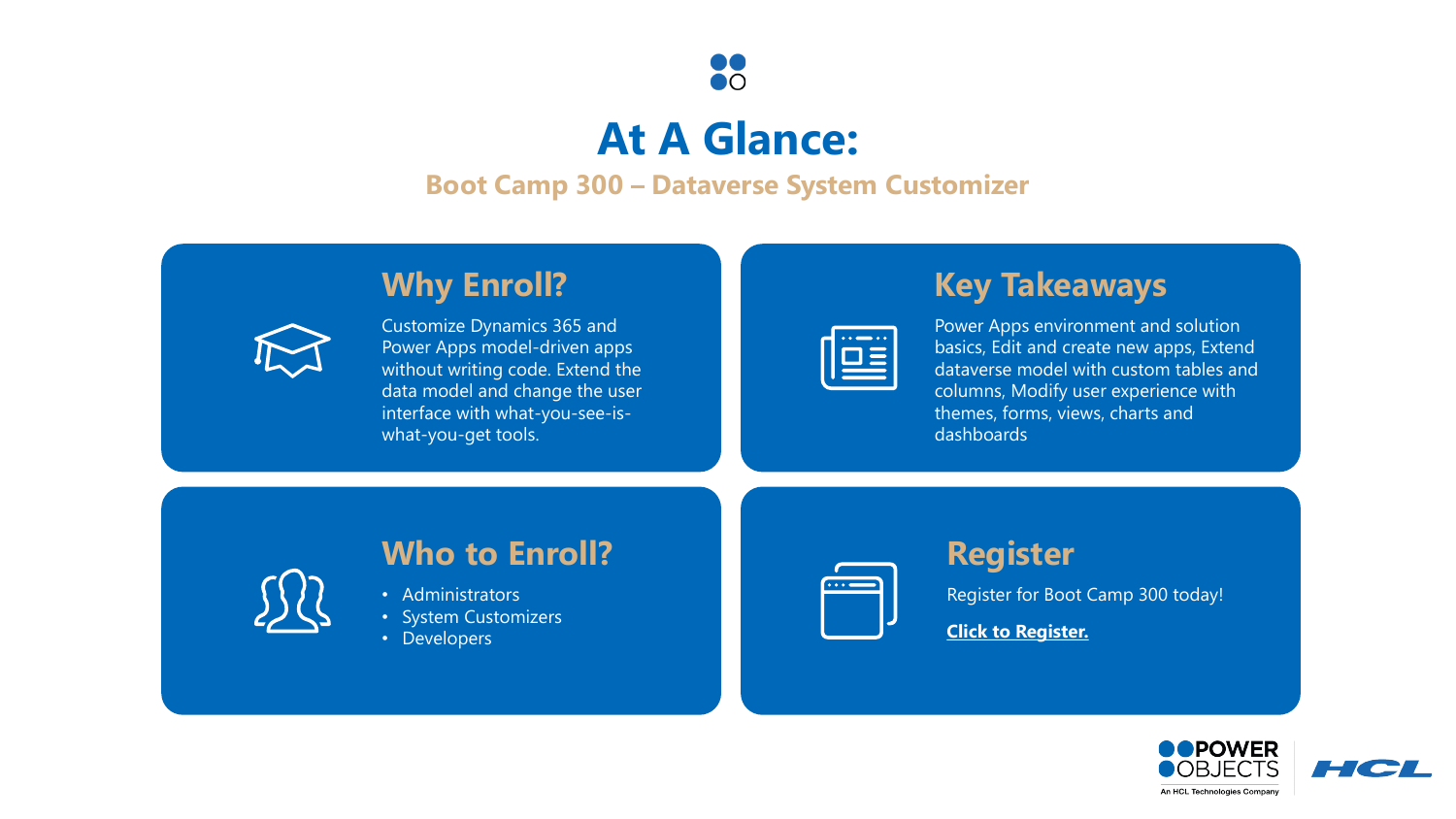# At A Glance:

## Boot Camp 300 – Dataverse System Customizer

### Why Enroll?

Customize Dynamics 365 and Power Apps model-driven apps without writing code. Extend the data model and change the user interface with what-you-see-is-what-you-get tools.

### Key Takeaways

Power Apps environment and solution basics, Edit and create new apps, Extend dataverse model with custom tables and columns, Modify user experience with themes, forms, views, charts and dashboards

### Who to Enroll?

- Administrators
- System Customizers
- Developers

### Register

Register for Boot Camp 300 today!

**Click to Register.**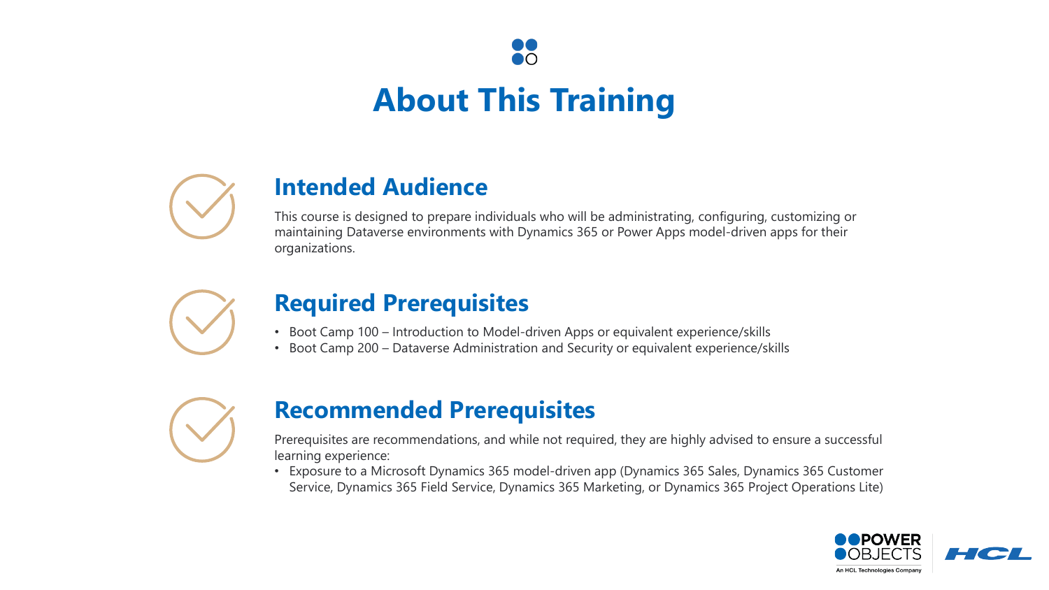# About This Training

## Intended Audience

This course is designed to prepare individuals who will be administrating, configuring, customizing or maintaining Dataverse environments with Dynamics 365 or Power Apps model-driven apps for their organizations.

## Required Prerequisites

- Boot Camp 100 – Introduction to Model-driven Apps or equivalent experience/skills
- Boot Camp 200 – Dataverse Administration and Security or equivalent experience/skills

## Recommended Prerequisites

Prerequisites are recommendations, and while not required, they are highly advised to ensure a successful learning experience:

- Exposure to a Microsoft Dynamics 365 model-driven app (Dynamics 365 Sales, Dynamics 365 Customer Service, Dynamics 365 Field Service, Dynamics 365 Marketing, or Dynamics 365 Project Operations Lite)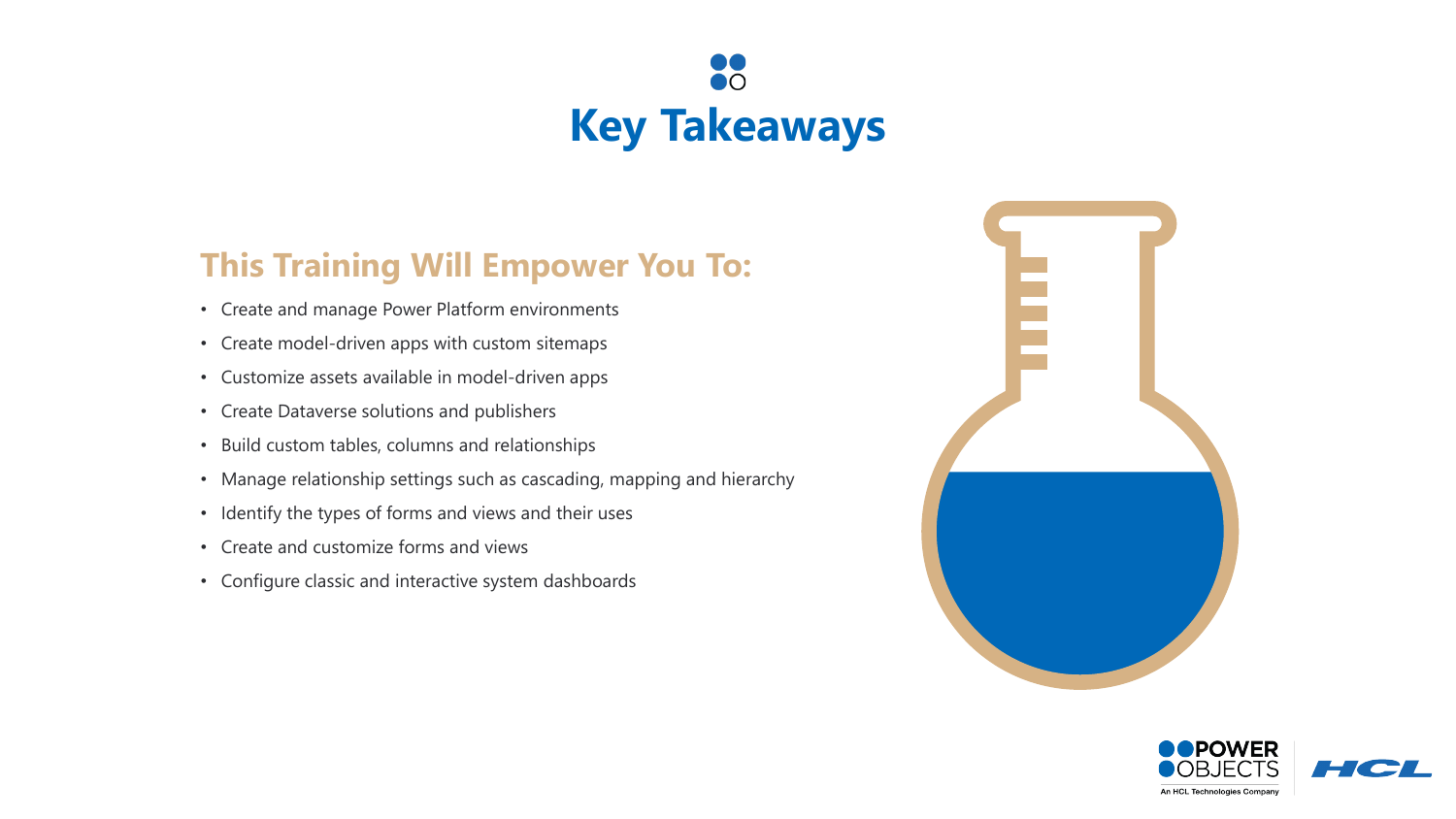# Key Takeaways

## This Training Will Empower You To:

- Create and manage Power Platform environments
- Create model-driven apps with custom sitemaps
- Customize assets available in model-driven apps
- Create Dataverse solutions and publishers
- Build custom tables, columns and relationships
- Manage relationship settings such as cascading, mapping and hierarchy
- Identify the types of forms and views and their uses
- Create and customize forms and views
- Configure classic and interactive system dashboards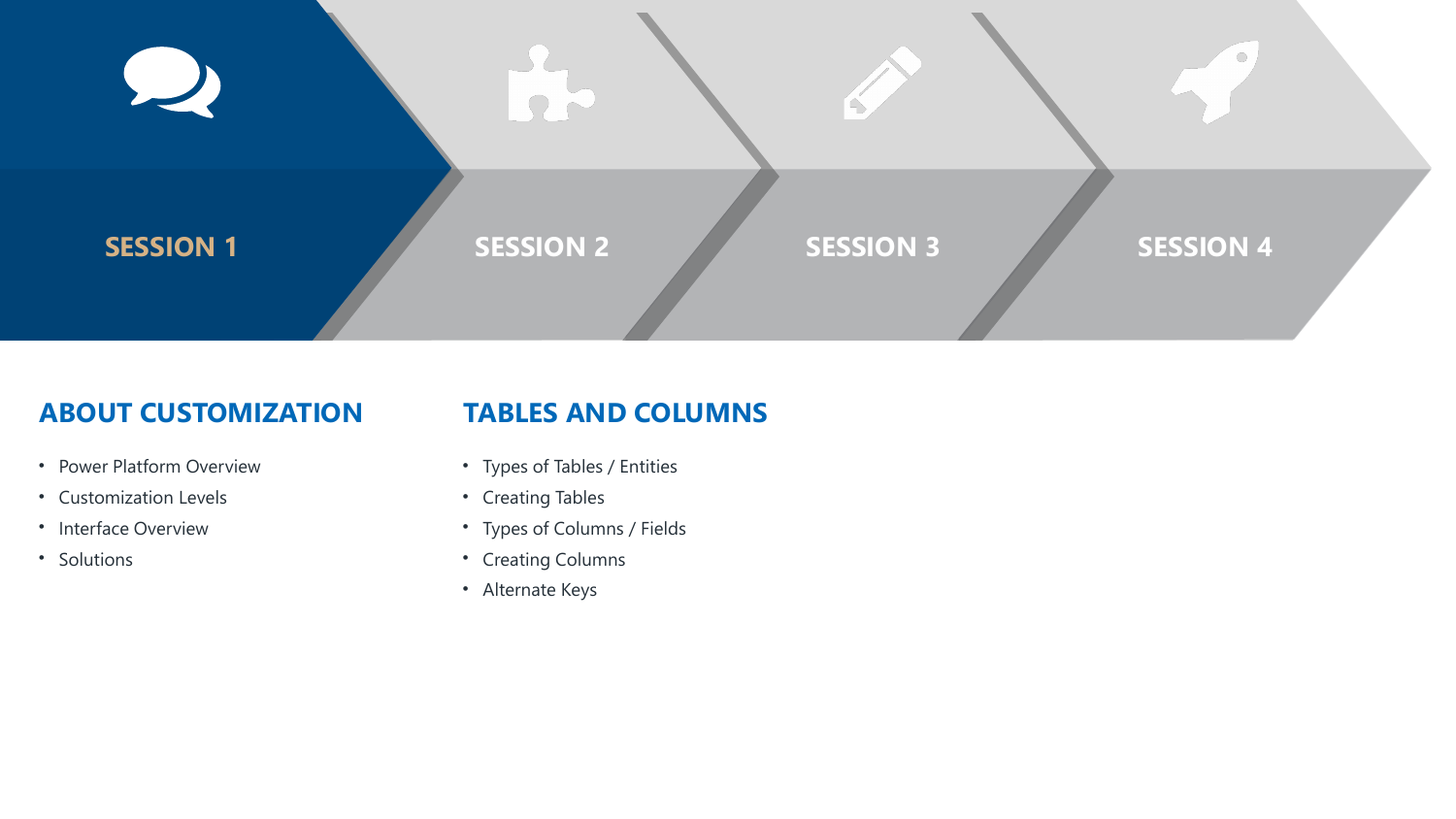**SESSION 1** | **SESSION 2** | **SESSION 3** | **SESSION 4**

## ABOUT CUSTOMIZATION

- Power Platform Overview
- Customization Levels
- Interface Overview
- Solutions

## TABLES AND COLUMNS

- Types of Tables / Entities
- Creating Tables
- Types of Columns / Fields
- Creating Columns
- Alternate Keys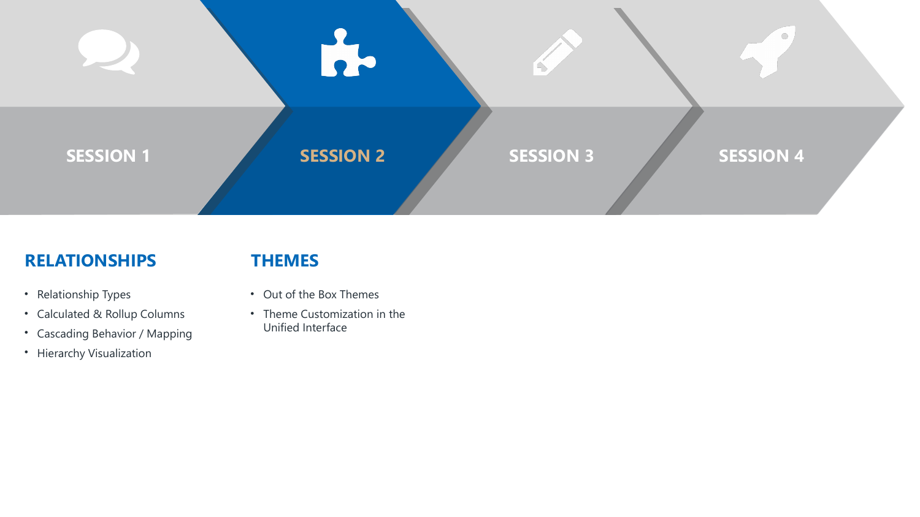SESSION 1 | SESSION 2 | SESSION 3 | SESSION 4

## RELATIONSHIPS

- Relationship Types
- Calculated & Rollup Columns
- Cascading Behavior / Mapping
- Hierarchy Visualization

## THEMES

- Out of the Box Themes
- Theme Customization in the Unified Interface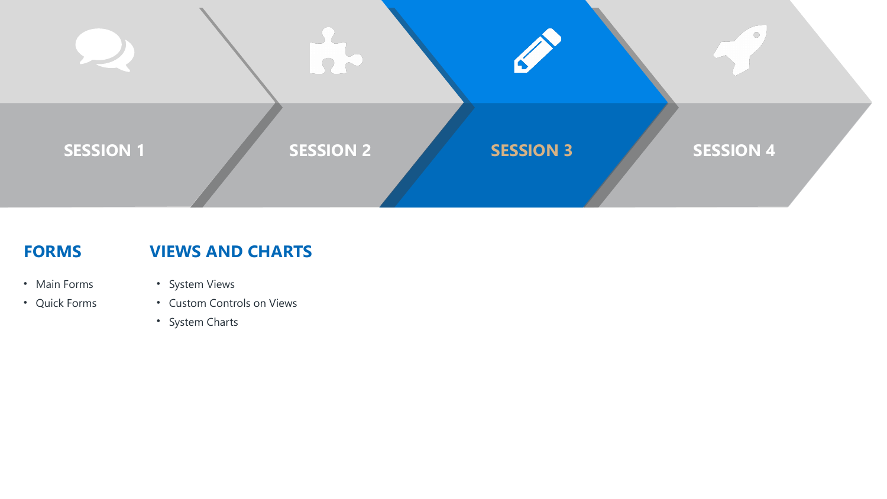SESSION 1

SESSION 2

SESSION 3

SESSION 4

## FORMS

- Main Forms
- Quick Forms

## VIEWS AND CHARTS

- System Views
- Custom Controls on Views
- System Charts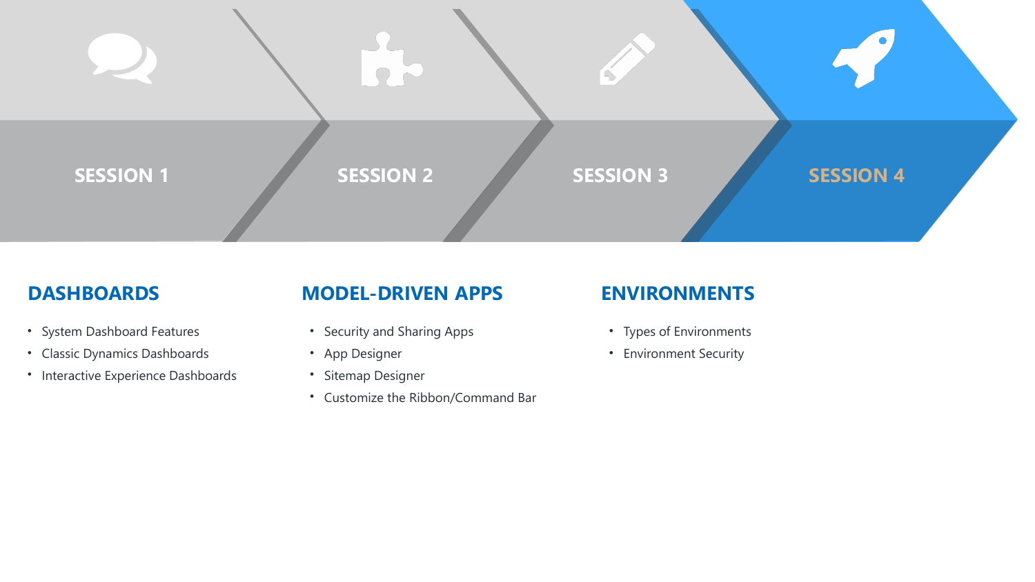**SESSION 1** **SESSION 2** **SESSION 3** **SESSION 4**

## DASHBOARDS

- System Dashboard Features
- Classic Dynamics Dashboards
- Interactive Experience Dashboards

## MODEL-DRIVEN APPS

- Security and Sharing Apps
- App Designer
- Sitemap Designer
- Customize the Ribbon/Command Bar

## ENVIRONMENTS

- Types of Environments
- Environment Security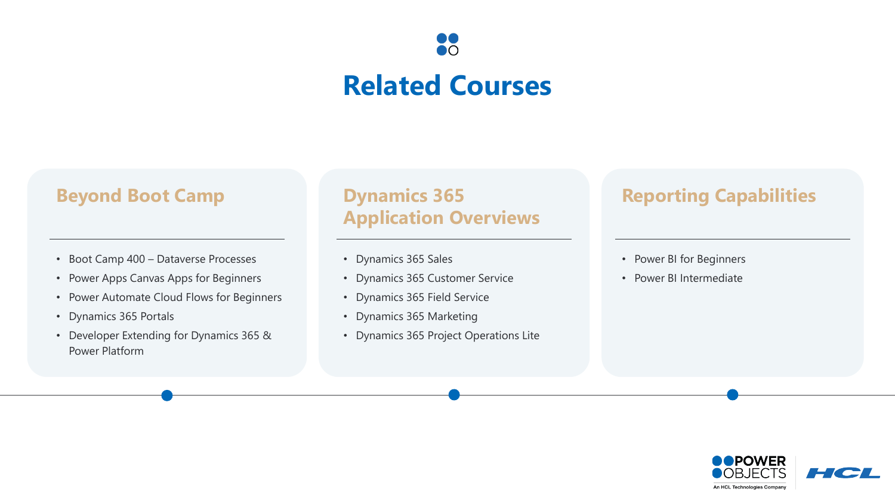# Related Courses

## Beyond Boot Camp

- Boot Camp 400 – Dataverse Processes
- Power Apps Canvas Apps for Beginners
- Power Automate Cloud Flows for Beginners
- Dynamics 365 Portals
- Developer Extending for Dynamics 365 & Power Platform

## Dynamics 365 Application Overviews

- Dynamics 365 Sales
- Dynamics 365 Customer Service
- Dynamics 365 Field Service
- Dynamics 365 Marketing
- Dynamics 365 Project Operations Lite

## Reporting Capabilities

- Power BI for Beginners
- Power BI Intermediate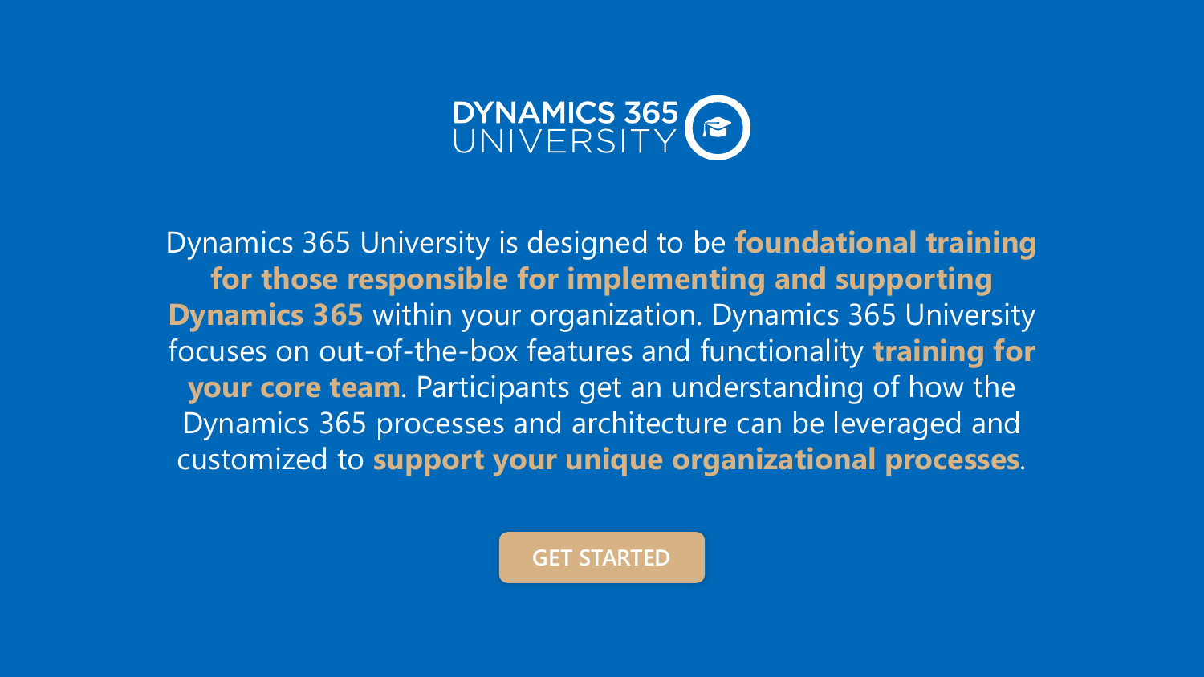# DYNAMICS 365 UNIVERSITY

Dynamics 365 University is designed to be **foundational training for those responsible for implementing and supporting Dynamics 365** within your organization. Dynamics 365 University focuses on out-of-the-box features and functionality **training for your core team**. Participants get an understanding of how the Dynamics 365 processes and architecture can be leveraged and customized to **support your unique organizational processes**.

GET STARTED